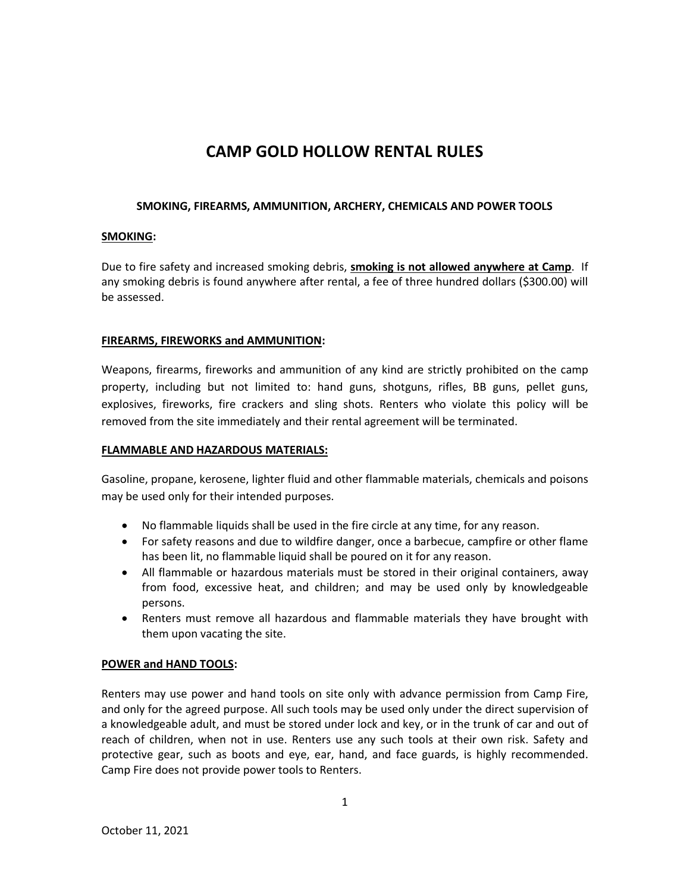# CAMP GOLD HOLLOW RENTAL RULES

### SMOKING, FIREARMS, AMMUNITION, ARCHERY, CHEMICALS AND POWER TOOLS

**SMOKING:**

Due to fire safety and increased smoking debris, **smoking is not allowed anywhere at Camp**. If any smoking debris is found anywhere after rental, a fee of three hundred dollars ($300.00) will be assessed.

**FIREARMS, FIREWORKS and AMMUNITION:**

Weapons, firearms, fireworks and ammunition of any kind are strictly prohibited on the camp property, including but not limited to: hand guns, shotguns, rifles, BB guns, pellet guns, explosives, fireworks, fire crackers and sling shots. Renters who violate this policy will be removed from the site immediately and their rental agreement will be terminated.

**FLAMMABLE AND HAZARDOUS MATERIALS:**

Gasoline, propane, kerosene, lighter fluid and other flammable materials, chemicals and poisons may be used only for their intended purposes.

- No flammable liquids shall be used in the fire circle at any time, for any reason.
- For safety reasons and due to wildfire danger, once a barbecue, campfire or other flame has been lit, no flammable liquid shall be poured on it for any reason.
- All flammable or hazardous materials must be stored in their original containers, away from food, excessive heat, and children; and may be used only by knowledgeable persons.
- Renters must remove all hazardous and flammable materials they have brought with them upon vacating the site.

**POWER and HAND TOOLS:**

Renters may use power and hand tools on site only with advance permission from Camp Fire, and only for the agreed purpose. All such tools may be used only under the direct supervision of a knowledgeable adult, and must be stored under lock and key, or in the trunk of car and out of reach of children, when not in use. Renters use any such tools at their own risk. Safety and protective gear, such as boots and eye, ear, hand, and face guards, is highly recommended. Camp Fire does not provide power tools to Renters.

October 11, 2021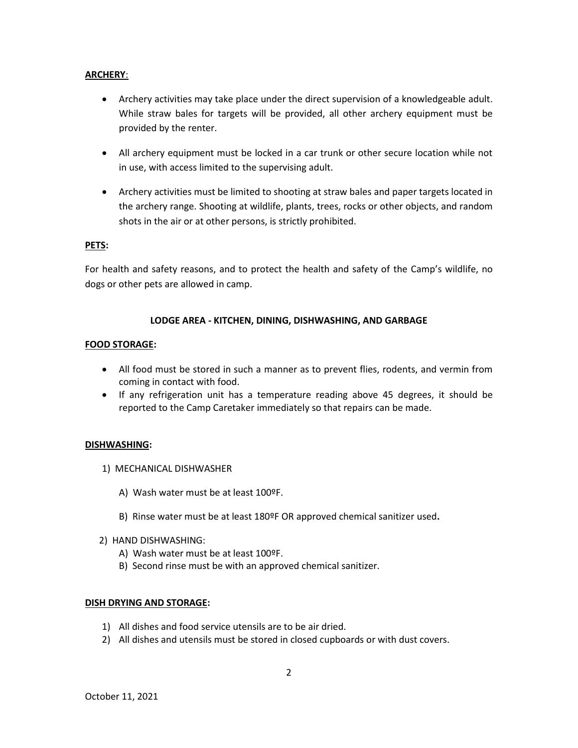**ARCHERY**:

- Archery activities may take place under the direct supervision of a knowledgeable adult. While straw bales for targets will be provided, all other archery equipment must be provided by the renter.
- All archery equipment must be locked in a car trunk or other secure location while not in use, with access limited to the supervising adult.
- Archery activities must be limited to shooting at straw bales and paper targets located in the archery range. Shooting at wildlife, plants, trees, rocks or other objects, and random shots in the air or at other persons, is strictly prohibited.

**PETS:**

For health and safety reasons, and to protect the health and safety of the Camp's wildlife, no dogs or other pets are allowed in camp.

## LODGE AREA - KITCHEN, DINING, DISHWASHING, AND GARBAGE

**FOOD STORAGE:**

- All food must be stored in such a manner as to prevent flies, rodents, and vermin from coming in contact with food.
- If any refrigeration unit has a temperature reading above 45 degrees, it should be reported to the Camp Caretaker immediately so that repairs can be made.

**DISHWASHING:**

1) MECHANICAL DISHWASHER

   A) Wash water must be at least 100ºF.

   B) Rinse water must be at least 180ºF OR approved chemical sanitizer used**.**

2) HAND DISHWASHING:
   A) Wash water must be at least 100ºF.
   B) Second rinse must be with an approved chemical sanitizer.

**DISH DRYING AND STORAGE:**

1) All dishes and food service utensils are to be air dried.
2) All dishes and utensils must be stored in closed cupboards or with dust covers.

October 11, 2021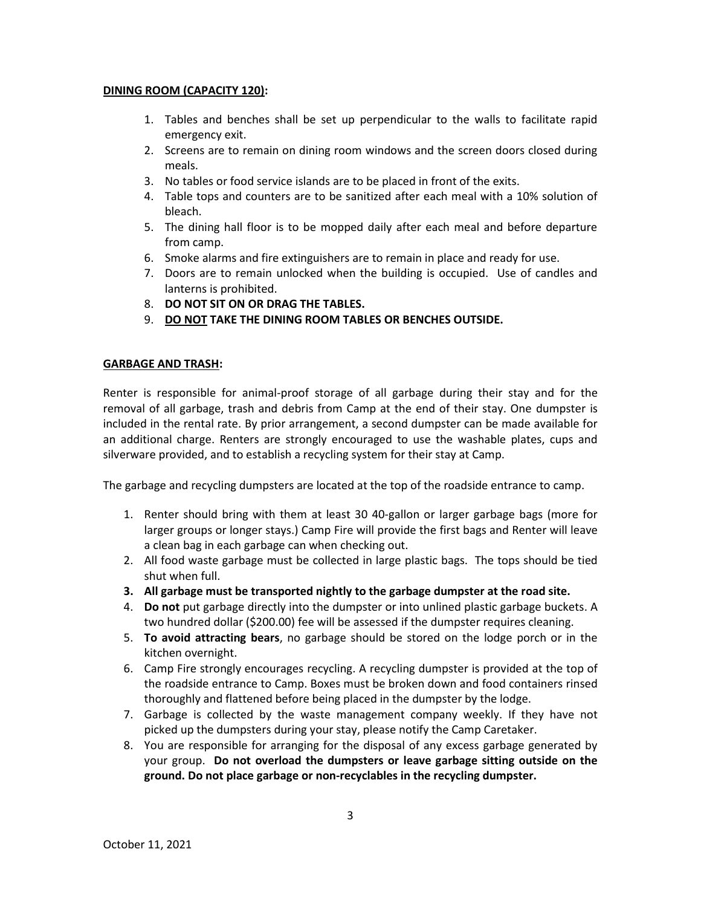**<u>DINING ROOM (CAPACITY 120)</u>:**

1. Tables and benches shall be set up perpendicular to the walls to facilitate rapid emergency exit.
2. Screens are to remain on dining room windows and the screen doors closed during meals.
3. No tables or food service islands are to be placed in front of the exits.
4. Table tops and counters are to be sanitized after each meal with a 10% solution of bleach.
5. The dining hall floor is to be mopped daily after each meal and before departure from camp.
6. Smoke alarms and fire extinguishers are to remain in place and ready for use.
7. Doors are to remain unlocked when the building is occupied. Use of candles and lanterns is prohibited.
8. **DO NOT SIT ON OR DRAG THE TABLES.**
9. **<u>DO NOT</u> TAKE THE DINING ROOM TABLES OR BENCHES OUTSIDE.**

**<u>GARBAGE AND TRASH</u>:**

Renter is responsible for animal-proof storage of all garbage during their stay and for the removal of all garbage, trash and debris from Camp at the end of their stay. One dumpster is included in the rental rate. By prior arrangement, a second dumpster can be made available for an additional charge. Renters are strongly encouraged to use the washable plates, cups and silverware provided, and to establish a recycling system for their stay at Camp.

The garbage and recycling dumpsters are located at the top of the roadside entrance to camp.

1. Renter should bring with them at least 30 40-gallon or larger garbage bags (more for larger groups or longer stays.) Camp Fire will provide the first bags and Renter will leave a clean bag in each garbage can when checking out.
2. All food waste garbage must be collected in large plastic bags. The tops should be tied shut when full.
3. **All garbage must be transported nightly to the garbage dumpster at the road site.**
4. **Do not** put garbage directly into the dumpster or into unlined plastic garbage buckets. A two hundred dollar ($200.00) fee will be assessed if the dumpster requires cleaning.
5. **To avoid attracting bears**, no garbage should be stored on the lodge porch or in the kitchen overnight.
6. Camp Fire strongly encourages recycling. A recycling dumpster is provided at the top of the roadside entrance to Camp. Boxes must be broken down and food containers rinsed thoroughly and flattened before being placed in the dumpster by the lodge.
7. Garbage is collected by the waste management company weekly. If they have not picked up the dumpsters during your stay, please notify the Camp Caretaker.
8. You are responsible for arranging for the disposal of any excess garbage generated by your group. **Do not overload the dumpsters or leave garbage sitting outside on the ground. Do not place garbage or non-recyclables in the recycling dumpster.**

October 11, 2021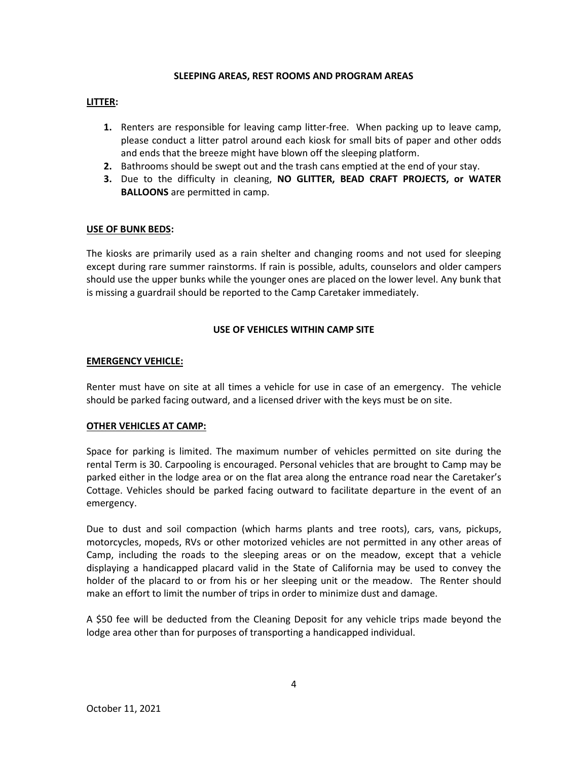## SLEEPING AREAS, REST ROOMS AND PROGRAM AREAS

### LITTER:

1. Renters are responsible for leaving camp litter-free. When packing up to leave camp, please conduct a litter patrol around each kiosk for small bits of paper and other odds and ends that the breeze might have blown off the sleeping platform.
2. Bathrooms should be swept out and the trash cans emptied at the end of your stay.
3. Due to the difficulty in cleaning, **NO GLITTER, BEAD CRAFT PROJECTS, or WATER BALLOONS** are permitted in camp.

### USE OF BUNK BEDS:

The kiosks are primarily used as a rain shelter and changing rooms and not used for sleeping except during rare summer rainstorms. If rain is possible, adults, counselors and older campers should use the upper bunks while the younger ones are placed on the lower level. Any bunk that is missing a guardrail should be reported to the Camp Caretaker immediately.

## USE OF VEHICLES WITHIN CAMP SITE

### EMERGENCY VEHICLE:

Renter must have on site at all times a vehicle for use in case of an emergency. The vehicle should be parked facing outward, and a licensed driver with the keys must be on site.

### OTHER VEHICLES AT CAMP:

Space for parking is limited. The maximum number of vehicles permitted on site during the rental Term is 30. Carpooling is encouraged. Personal vehicles that are brought to Camp may be parked either in the lodge area or on the flat area along the entrance road near the Caretaker's Cottage. Vehicles should be parked facing outward to facilitate departure in the event of an emergency.

Due to dust and soil compaction (which harms plants and tree roots), cars, vans, pickups, motorcycles, mopeds, RVs or other motorized vehicles are not permitted in any other areas of Camp, including the roads to the sleeping areas or on the meadow, except that a vehicle displaying a handicapped placard valid in the State of California may be used to convey the holder of the placard to or from his or her sleeping unit or the meadow. The Renter should make an effort to limit the number of trips in order to minimize dust and damage.

A $50 fee will be deducted from the Cleaning Deposit for any vehicle trips made beyond the lodge area other than for purposes of transporting a handicapped individual.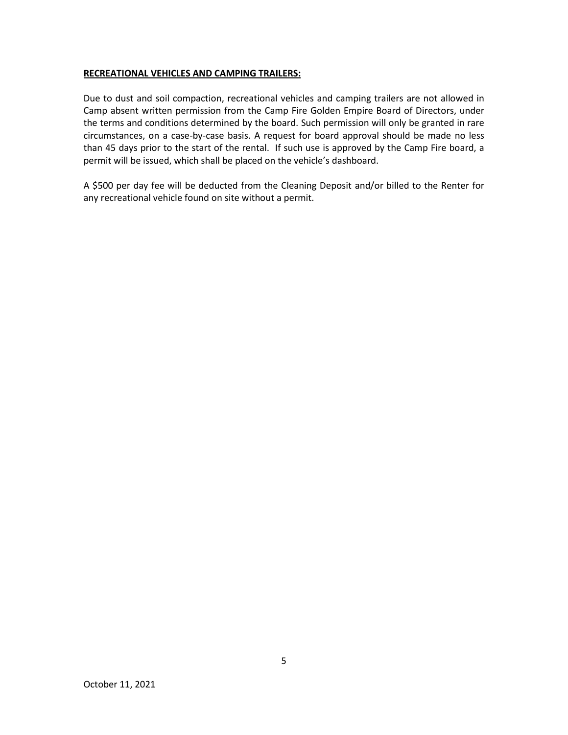**RECREATIONAL VEHICLES AND CAMPING TRAILERS:**

Due to dust and soil compaction, recreational vehicles and camping trailers are not allowed in Camp absent written permission from the Camp Fire Golden Empire Board of Directors, under the terms and conditions determined by the board. Such permission will only be granted in rare circumstances, on a case-by-case basis. A request for board approval should be made no less than 45 days prior to the start of the rental. If such use is approved by the Camp Fire board, a permit will be issued, which shall be placed on the vehicle's dashboard.

A $500 per day fee will be deducted from the Cleaning Deposit and/or billed to the Renter for any recreational vehicle found on site without a permit.